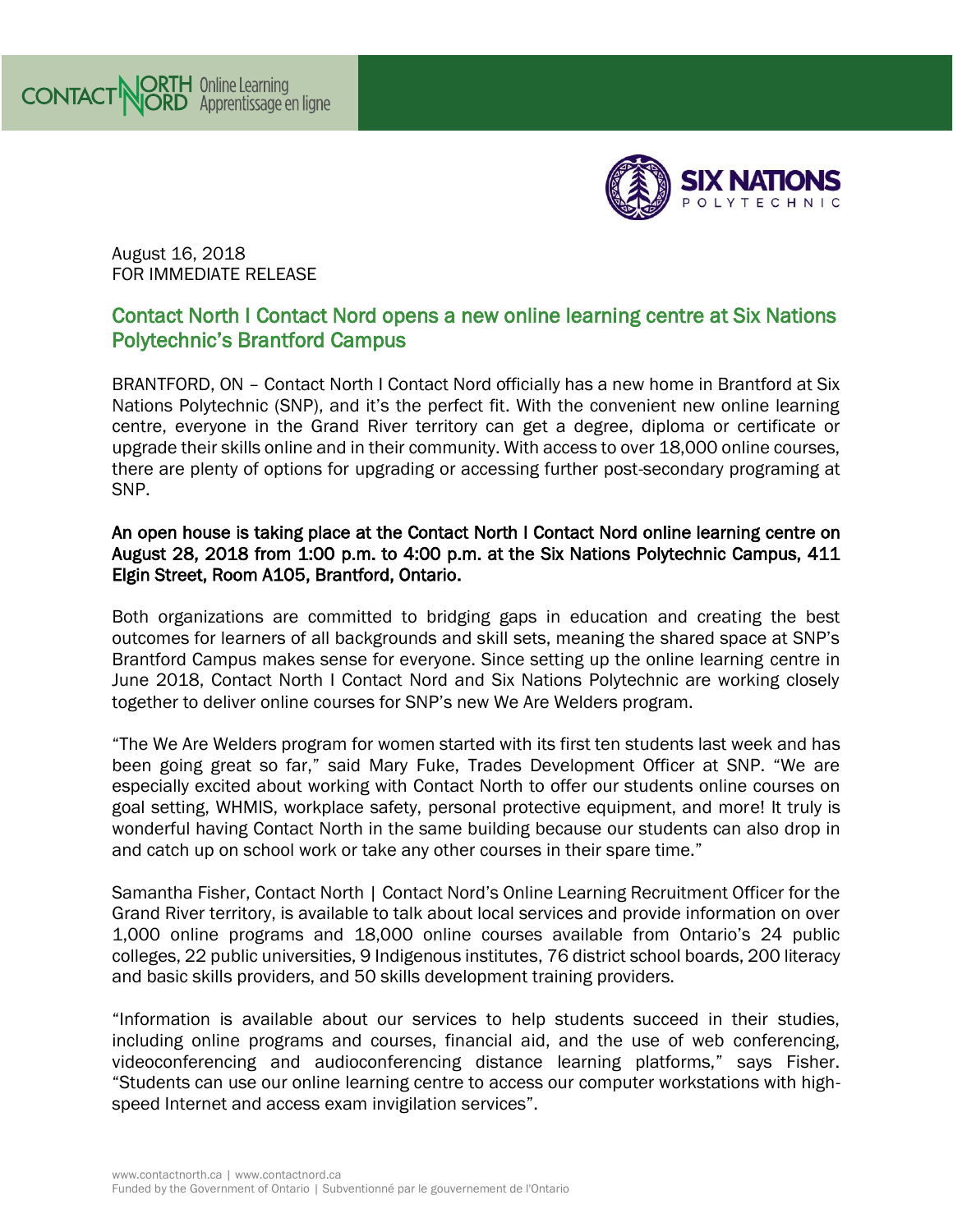August 16, 2018
FOR IMMEDIATE RELEASE

## Contact North I Contact Nord opens a new online learning centre at Six Nations Polytechnic's Brantford Campus

BRANTFORD, ON – Contact North I Contact Nord officially has a new home in Brantford at Six Nations Polytechnic (SNP), and it's the perfect fit. With the convenient new online learning centre, everyone in the Grand River territory can get a degree, diploma or certificate or upgrade their skills online and in their community. With access to over 18,000 online courses, there are plenty of options for upgrading or accessing further post-secondary programing at SNP.

**An open house is taking place at the Contact North I Contact Nord online learning centre on August 28, 2018 from 1:00 p.m. to 4:00 p.m. at the Six Nations Polytechnic Campus, 411 Elgin Street, Room A105, Brantford, Ontario.**

Both organizations are committed to bridging gaps in education and creating the best outcomes for learners of all backgrounds and skill sets, meaning the shared space at SNP's Brantford Campus makes sense for everyone. Since setting up the online learning centre in June 2018, Contact North I Contact Nord and Six Nations Polytechnic are working closely together to deliver online courses for SNP's new We Are Welders program.

"The We Are Welders program for women started with its first ten students last week and has been going great so far," said Mary Fuke, Trades Development Officer at SNP. "We are especially excited about working with Contact North to offer our students online courses on goal setting, WHMIS, workplace safety, personal protective equipment, and more! It truly is wonderful having Contact North in the same building because our students can also drop in and catch up on school work or take any other courses in their spare time."

Samantha Fisher, Contact North | Contact Nord's Online Learning Recruitment Officer for the Grand River territory, is available to talk about local services and provide information on over 1,000 online programs and 18,000 online courses available from Ontario's 24 public colleges, 22 public universities, 9 Indigenous institutes, 76 district school boards, 200 literacy and basic skills providers, and 50 skills development training providers.

"Information is available about our services to help students succeed in their studies, including online programs and courses, financial aid, and the use of web conferencing, videoconferencing and audioconferencing distance learning platforms," says Fisher. "Students can use our online learning centre to access our computer workstations with high-speed Internet and access exam invigilation services".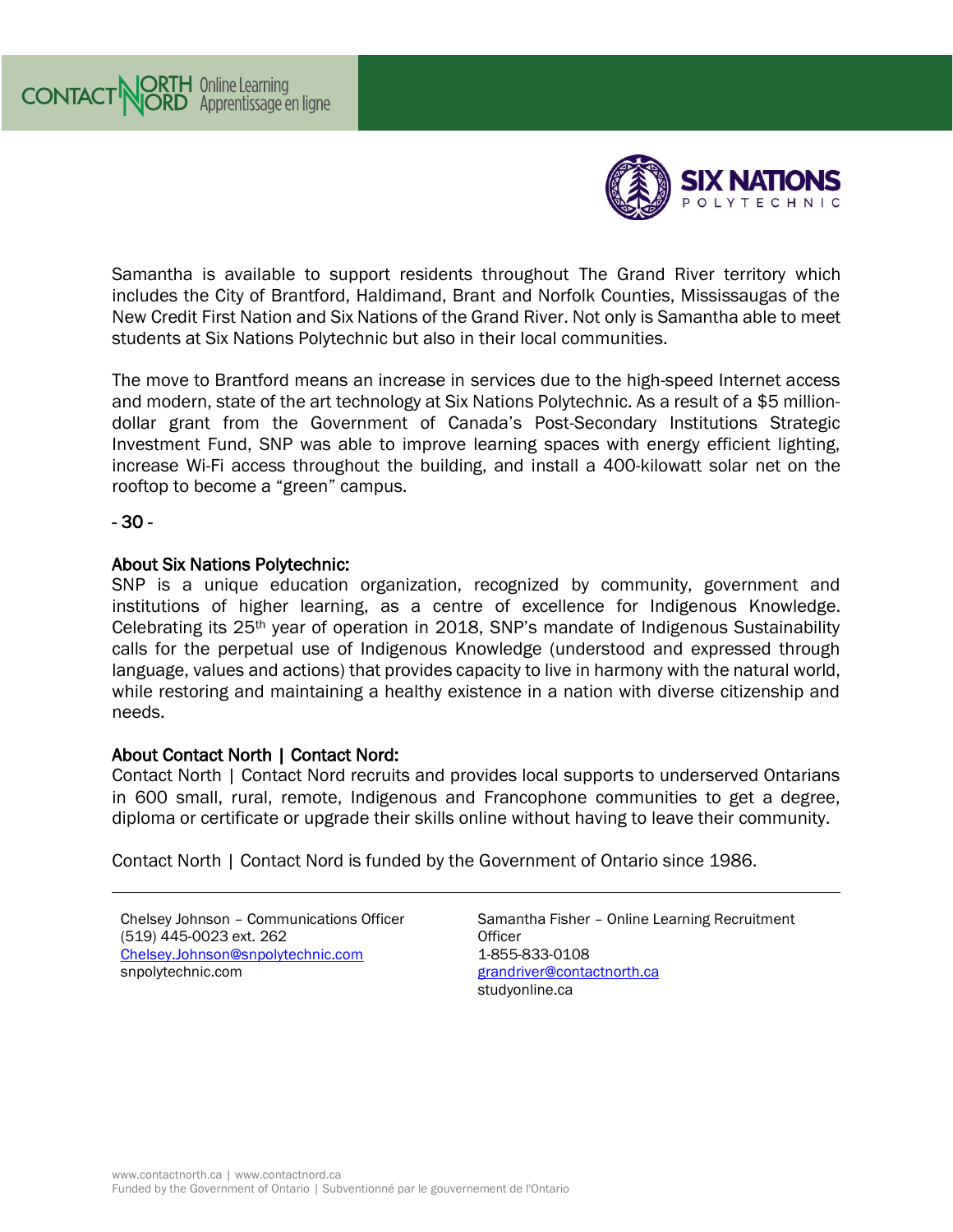Samantha is available to support residents throughout The Grand River territory which includes the City of Brantford, Haldimand, Brant and Norfolk Counties, Mississaugas of the New Credit First Nation and Six Nations of the Grand River. Not only is Samantha able to meet students at Six Nations Polytechnic but also in their local communities.

The move to Brantford means an increase in services due to the high-speed Internet access and modern, state of the art technology at Six Nations Polytechnic. As a result of a $5 million-dollar grant from the Government of Canada's Post-Secondary Institutions Strategic Investment Fund, SNP was able to improve learning spaces with energy efficient lighting, increase Wi-Fi access throughout the building, and install a 400-kilowatt solar net on the rooftop to become a "green" campus.

\- 30 -

**About Six Nations Polytechnic:**
SNP is a unique education organization, recognized by community, government and institutions of higher learning, as a centre of excellence for Indigenous Knowledge. Celebrating its 25th year of operation in 2018, SNP's mandate of Indigenous Sustainability calls for the perpetual use of Indigenous Knowledge (understood and expressed through language, values and actions) that provides capacity to live in harmony with the natural world, while restoring and maintaining a healthy existence in a nation with diverse citizenship and needs.

**About Contact North | Contact Nord:**
Contact North | Contact Nord recruits and provides local supports to underserved Ontarians in 600 small, rural, remote, Indigenous and Francophone communities to get a degree, diploma or certificate or upgrade their skills online without having to leave their community.

Contact North | Contact Nord is funded by the Government of Ontario since 1986.

---

Chelsey Johnson – Communications Officer
(519) 445-0023 ext. 262
Chelsey.Johnson@snpolytechnic.com
snpolytechnic.com

Samantha Fisher – Online Learning Recruitment Officer
1-855-833-0108
grandriver@contactnorth.ca
studyonline.ca